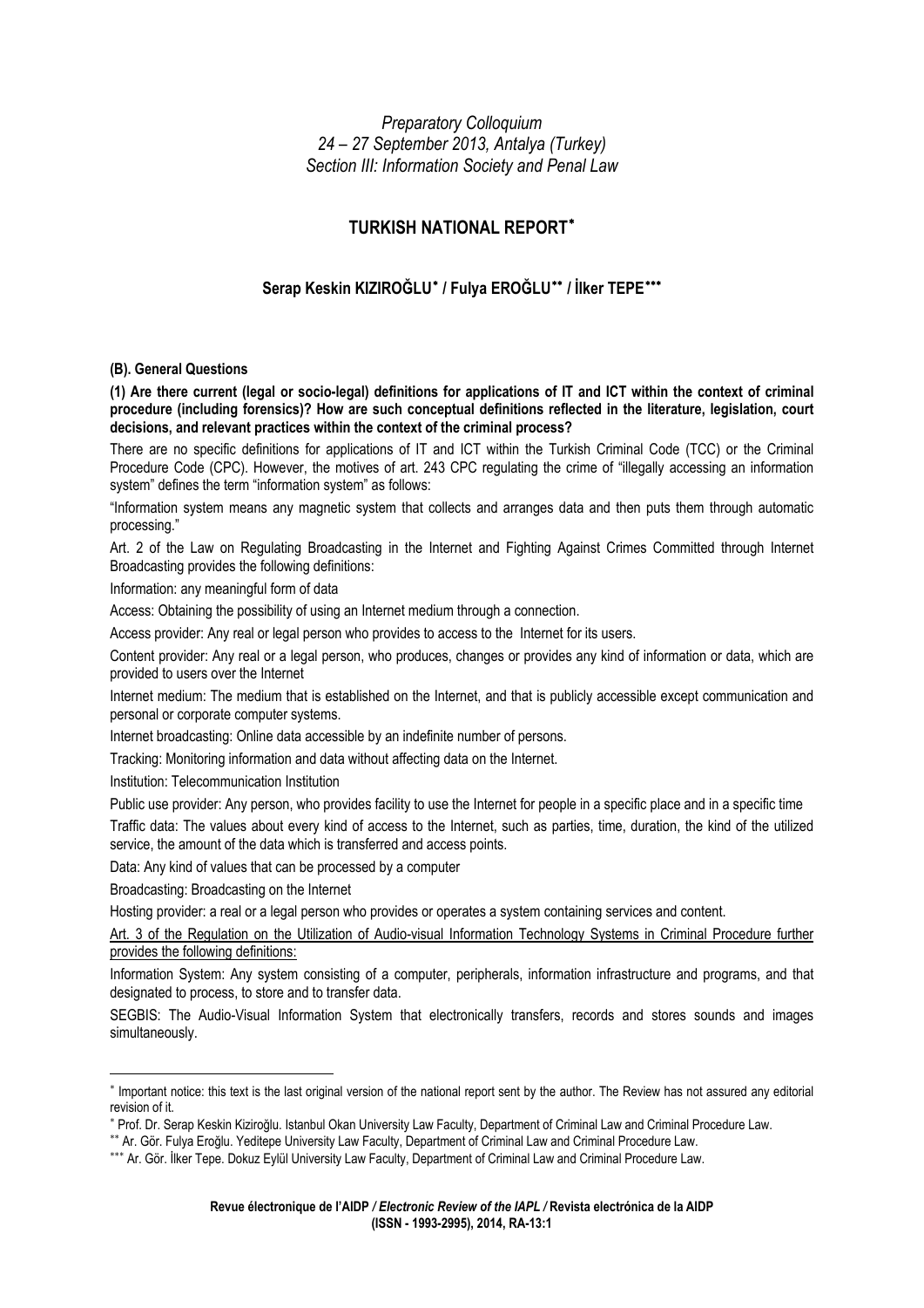*Preparatory Colloquium*
*24 – 27 September 2013, Antalya (Turkey)*
*Section III: Information Society and Penal Law*

# TURKISH NATIONAL REPORT*

## Serap Keskin KIZIROĞLU* / Fulya EROĞLU** / İlker TEPE***

### (B). General Questions

**(1) Are there current (legal or socio-legal) definitions for applications of IT and ICT within the context of criminal procedure (including forensics)? How are such conceptual definitions reflected in the literature, legislation, court decisions, and relevant practices within the context of the criminal process?**

There are no specific definitions for applications of IT and ICT within the Turkish Criminal Code (TCC) or the Criminal Procedure Code (CPC). However, the motives of art. 243 CPC regulating the crime of "illegally accessing an information system" defines the term "information system" as follows:

"Information system means any magnetic system that collects and arranges data and then puts them through automatic processing."

Art. 2 of the Law on Regulating Broadcasting in the Internet and Fighting Against Crimes Committed through Internet Broadcasting provides the following definitions:

Information: any meaningful form of data

Access: Obtaining the possibility of using an Internet medium through a connection.

Access provider: Any real or legal person who provides to access to the Internet for its users.

Content provider: Any real or a legal person, who produces, changes or provides any kind of information or data, which are provided to users over the Internet

Internet medium: The medium that is established on the Internet, and that is publicly accessible except communication and personal or corporate computer systems.

Internet broadcasting: Online data accessible by an indefinite number of persons.

Tracking: Monitoring information and data without affecting data on the Internet.

Institution: Telecommunication Institution

Public use provider: Any person, who provides facility to use the Internet for people in a specific place and in a specific time

Traffic data: The values about every kind of access to the Internet, such as parties, time, duration, the kind of the utilized service, the amount of the data which is transferred and access points.

Data: Any kind of values that can be processed by a computer

Broadcasting: Broadcasting on the Internet

Hosting provider: a real or a legal person who provides or operates a system containing services and content.

Art. 3 of the Regulation on the Utilization of Audio-visual Information Technology Systems in Criminal Procedure further provides the following definitions:

Information System: Any system consisting of a computer, peripherals, information infrastructure and programs, and that designated to process, to store and to transfer data.

SEGBIS: The Audio-Visual Information System that electronically transfers, records and stores sounds and images simultaneously.

---

* Important notice: this text is the last original version of the national report sent by the author. The Review has not assured any editorial revision of it.

* Prof. Dr. Serap Keskin Kiziroğlu. Istanbul Okan University Law Faculty, Department of Criminal Law and Criminal Procedure Law.

** Ar. Gör. Fulya Eroğlu. Yeditepe University Law Faculty, Department of Criminal Law and Criminal Procedure Law.

*** Ar. Gör. İlker Tepe. Dokuz Eylül University Law Faculty, Department of Criminal Law and Criminal Procedure Law.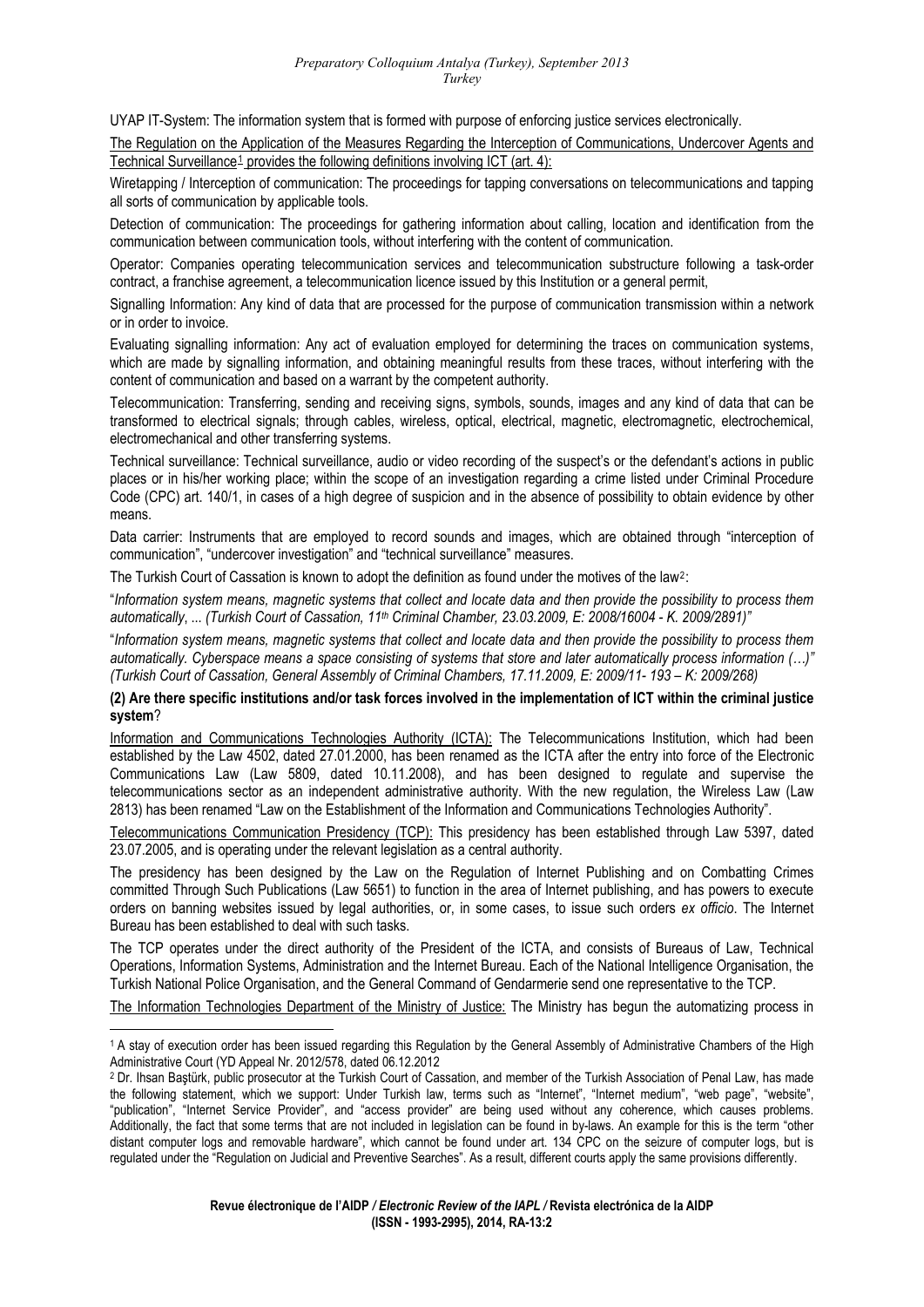UYAP IT-System: The information system that is formed with purpose of enforcing justice services electronically.

The Regulation on the Application of the Measures Regarding the Interception of Communications, Undercover Agents and Technical Surveillance[1] provides the following definitions involving ICT (art. 4):

Wiretapping / Interception of communication: The proceedings for tapping conversations on telecommunications and tapping all sorts of communication by applicable tools.

Detection of communication: The proceedings for gathering information about calling, location and identification from the communication between communication tools, without interfering with the content of communication.

Operator: Companies operating telecommunication services and telecommunication substructure following a task-order contract, a franchise agreement, a telecommunication licence issued by this Institution or a general permit,

Signalling Information: Any kind of data that are processed for the purpose of communication transmission within a network or in order to invoice.

Evaluating signalling information: Any act of evaluation employed for determining the traces on communication systems, which are made by signalling information, and obtaining meaningful results from these traces, without interfering with the content of communication and based on a warrant by the competent authority.

Telecommunication: Transferring, sending and receiving signs, symbols, sounds, images and any kind of data that can be transformed to electrical signals; through cables, wireless, optical, electrical, magnetic, electromagnetic, electrochemical, electromechanical and other transferring systems.

Technical surveillance: Technical surveillance, audio or video recording of the suspect's or the defendant's actions in public places or in his/her working place; within the scope of an investigation regarding a crime listed under Criminal Procedure Code (CPC) art. 140/1, in cases of a high degree of suspicion and in the absence of possibility to obtain evidence by other means.

Data carrier: Instruments that are employed to record sounds and images, which are obtained through "interception of communication", "undercover investigation" and "technical surveillance" measures.

The Turkish Court of Cassation is known to adopt the definition as found under the motives of the law[2]:

"*Information system means, magnetic systems that collect and locate data and then provide the possibility to process them automatically, ... (Turkish Court of Cassation, 11th Criminal Chamber, 23.03.2009, E: 2008/16004 - K. 2009/2891)"*

"*Information system means, magnetic systems that collect and locate data and then provide the possibility to process them automatically. Cyberspace means a space consisting of systems that store and later automatically process information (…)" (Turkish Court of Cassation, General Assembly of Criminal Chambers, 17.11.2009, E: 2009/11- 193 – K: 2009/268)*

**(2) Are there specific institutions and/or task forces involved in the implementation of ICT within the criminal justice system**?

Information and Communications Technologies Authority (ICTA): The Telecommunications Institution, which had been established by the Law 4502, dated 27.01.2000, has been renamed as the ICTA after the entry into force of the Electronic Communications Law (Law 5809, dated 10.11.2008), and has been designed to regulate and supervise the telecommunications sector as an independent administrative authority. With the new regulation, the Wireless Law (Law 2813) has been renamed "Law on the Establishment of the Information and Communications Technologies Authority".

Telecommunications Communication Presidency (TCP): This presidency has been established through Law 5397, dated 23.07.2005, and is operating under the relevant legislation as a central authority.

The presidency has been designed by the Law on the Regulation of Internet Publishing and on Combatting Crimes committed Through Such Publications (Law 5651) to function in the area of Internet publishing, and has powers to execute orders on banning websites issued by legal authorities, or, in some cases, to issue such orders *ex officio*. The Internet Bureau has been established to deal with such tasks.

The TCP operates under the direct authority of the President of the ICTA, and consists of Bureaus of Law, Technical Operations, Information Systems, Administration and the Internet Bureau. Each of the National Intelligence Organisation, the Turkish National Police Organisation, and the General Command of Gendarmerie send one representative to the TCP.

The Information Technologies Department of the Ministry of Justice: The Ministry has begun the automatizing process in

---

[1] A stay of execution order has been issued regarding this Regulation by the General Assembly of Administrative Chambers of the High Administrative Court (YD Appeal Nr. 2012/578, dated 06.12.2012

[2] Dr. Ihsan Baştürk, public prosecutor at the Turkish Court of Cassation, and member of the Turkish Association of Penal Law, has made the following statement, which we support: Under Turkish law, terms such as "Internet", "Internet medium", "web page", "website", "publication", "Internet Service Provider", and "access provider" are being used without any coherence, which causes problems. Additionally, the fact that some terms that are not included in legislation can be found in by-laws. An example for this is the term "other distant computer logs and removable hardware", which cannot be found under art. 134 CPC on the seizure of computer logs, but is regulated under the "Regulation on Judicial and Preventive Searches". As a result, different courts apply the same provisions differently.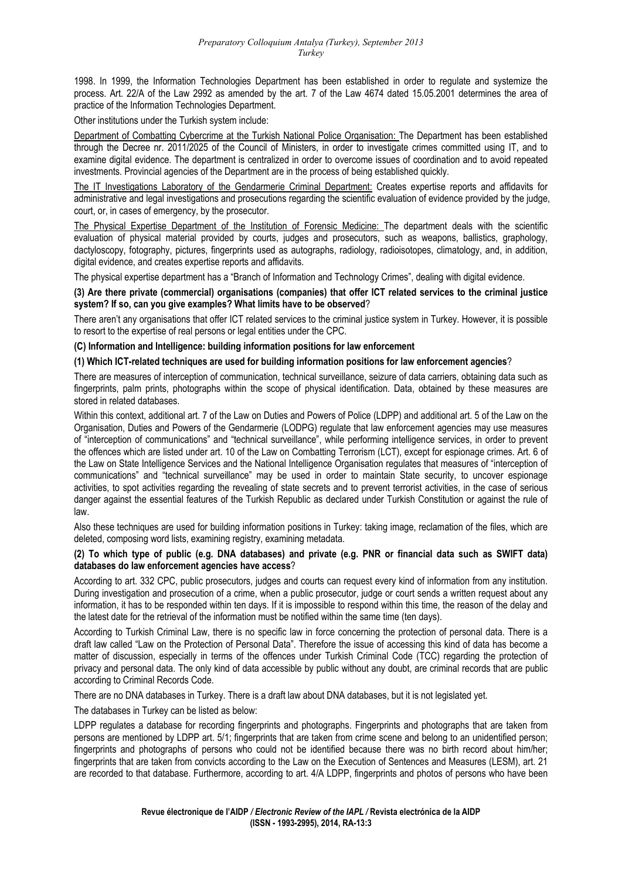1998. In 1999, the Information Technologies Department has been established in order to regulate and systemize the process. Art. 22/A of the Law 2992 as amended by the art. 7 of the Law 4674 dated 15.05.2001 determines the area of practice of the Information Technologies Department.

Other institutions under the Turkish system include:

Department of Combatting Cybercrime at the Turkish National Police Organisation: The Department has been established through the Decree nr. 2011/2025 of the Council of Ministers, in order to investigate crimes committed using IT, and to examine digital evidence. The department is centralized in order to overcome issues of coordination and to avoid repeated investments. Provincial agencies of the Department are in the process of being established quickly.

The IT Investigations Laboratory of the Gendarmerie Criminal Department: Creates expertise reports and affidavits for administrative and legal investigations and prosecutions regarding the scientific evaluation of evidence provided by the judge, court, or, in cases of emergency, by the prosecutor.

The Physical Expertise Department of the Institution of Forensic Medicine: The department deals with the scientific evaluation of physical material provided by courts, judges and prosecutors, such as weapons, ballistics, graphology, dactyloscopy, fotography, pictures, fingerprints used as autographs, radiology, radioisotopes, climatology, and, in addition, digital evidence, and creates expertise reports and affidavits.

The physical expertise department has a "Branch of Information and Technology Crimes", dealing with digital evidence.

**(3) Are there private (commercial) organisations (companies) that offer ICT related services to the criminal justice system? If so, can you give examples? What limits have to be observed**?

There aren't any organisations that offer ICT related services to the criminal justice system in Turkey. However, it is possible to resort to the expertise of real persons or legal entities under the CPC.

**(C) Information and Intelligence: building information positions for law enforcement**

**(1) Which ICT-related techniques are used for building information positions for law enforcement agencies**?

There are measures of interception of communication, technical surveillance, seizure of data carriers, obtaining data such as fingerprints, palm prints, photographs within the scope of physical identification. Data, obtained by these measures are stored in related databases.

Within this context, additional art. 7 of the Law on Duties and Powers of Police (LDPP) and additional art. 5 of the Law on the Organisation, Duties and Powers of the Gendarmerie (LODPG) regulate that law enforcement agencies may use measures of "interception of communications" and "technical surveillance", while performing intelligence services, in order to prevent the offences which are listed under art. 10 of the Law on Combatting Terrorism (LCT), except for espionage crimes. Art. 6 of the Law on State Intelligence Services and the National Intelligence Organisation regulates that measures of "interception of communications" and "technical surveillance" may be used in order to maintain State security, to uncover espionage activities, to spot activities regarding the revealing of state secrets and to prevent terrorist activities, in the case of serious danger against the essential features of the Turkish Republic as declared under Turkish Constitution or against the rule of law.

Also these techniques are used for building information positions in Turkey: taking image, reclamation of the files, which are deleted, composing word lists, examining registry, examining metadata.

**(2) To which type of public (e.g. DNA databases) and private (e.g. PNR or financial data such as SWIFT data) databases do law enforcement agencies have access**?

According to art. 332 CPC, public prosecutors, judges and courts can request every kind of information from any institution. During investigation and prosecution of a crime, when a public prosecutor, judge or court sends a written request about any information, it has to be responded within ten days. If it is impossible to respond within this time, the reason of the delay and the latest date for the retrieval of the information must be notified within the same time (ten days).

According to Turkish Criminal Law, there is no specific law in force concerning the protection of personal data. There is a draft law called "Law on the Protection of Personal Data". Therefore the issue of accessing this kind of data has become a matter of discussion, especially in terms of the offences under Turkish Criminal Code (TCC) regarding the protection of privacy and personal data. The only kind of data accessible by public without any doubt, are criminal records that are public according to Criminal Records Code.

There are no DNA databases in Turkey. There is a draft law about DNA databases, but it is not legislated yet.

The databases in Turkey can be listed as below:

LDPP regulates a database for recording fingerprints and photographs. Fingerprints and photographs that are taken from persons are mentioned by LDPP art. 5/1; fingerprints that are taken from crime scene and belong to an unidentified person; fingerprints and photographs of persons who could not be identified because there was no birth record about him/her; fingerprints that are taken from convicts according to the Law on the Execution of Sentences and Measures (LESM), art. 21 are recorded to that database. Furthermore, according to art. 4/A LDPP, fingerprints and photos of persons who have been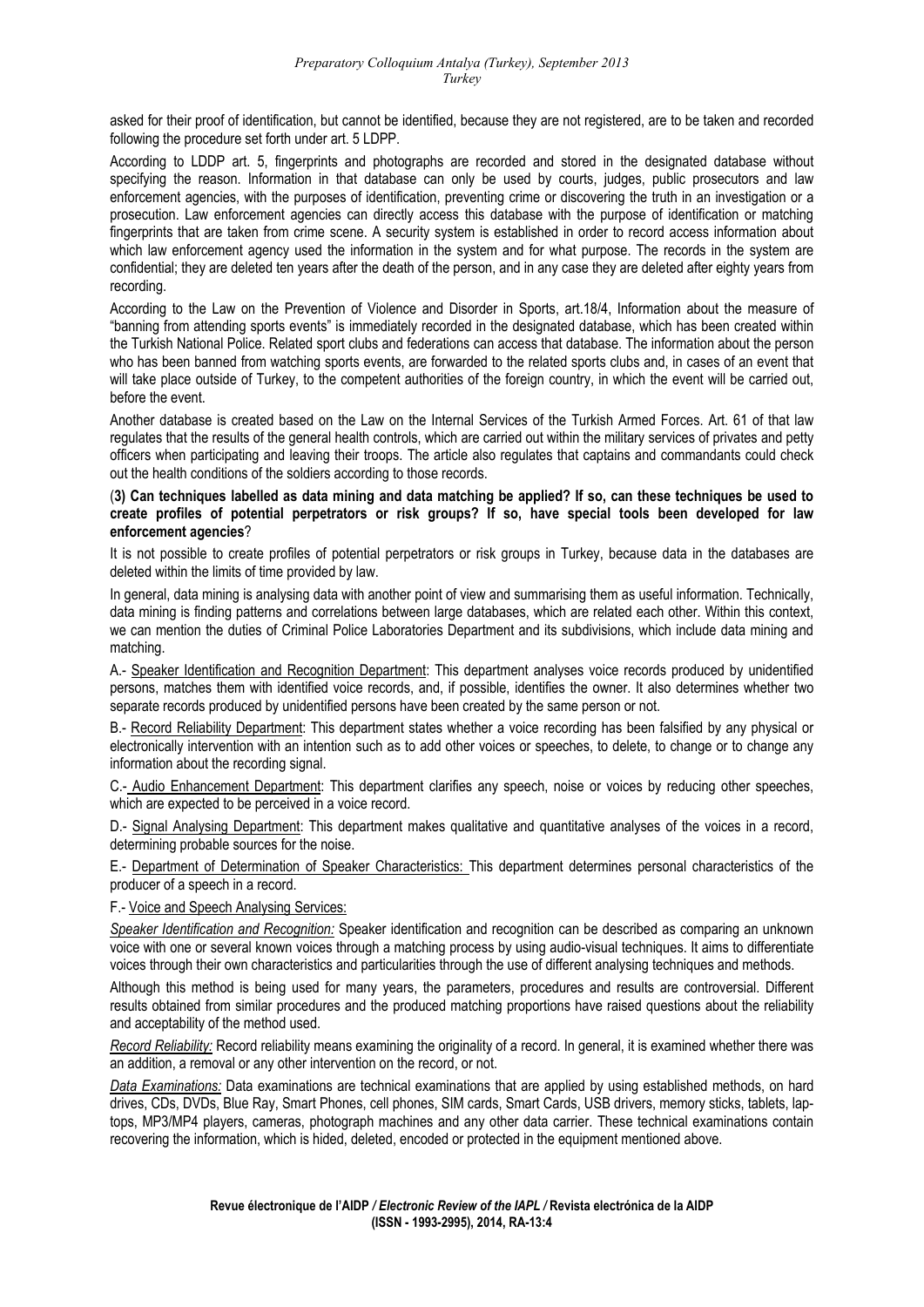asked for their proof of identification, but cannot be identified, because they are not registered, are to be taken and recorded following the procedure set forth under art. 5 LDPP.

According to LDDP art. 5, fingerprints and photographs are recorded and stored in the designated database without specifying the reason. Information in that database can only be used by courts, judges, public prosecutors and law enforcement agencies, with the purposes of identification, preventing crime or discovering the truth in an investigation or a prosecution. Law enforcement agencies can directly access this database with the purpose of identification or matching fingerprints that are taken from crime scene. A security system is established in order to record access information about which law enforcement agency used the information in the system and for what purpose. The records in the system are confidential; they are deleted ten years after the death of the person, and in any case they are deleted after eighty years from recording.

According to the Law on the Prevention of Violence and Disorder in Sports, art.18/4, Information about the measure of "banning from attending sports events" is immediately recorded in the designated database, which has been created within the Turkish National Police. Related sport clubs and federations can access that database. The information about the person who has been banned from watching sports events, are forwarded to the related sports clubs and, in cases of an event that will take place outside of Turkey, to the competent authorities of the foreign country, in which the event will be carried out, before the event.

Another database is created based on the Law on the Internal Services of the Turkish Armed Forces. Art. 61 of that law regulates that the results of the general health controls, which are carried out within the military services of privates and petty officers when participating and leaving their troops. The article also regulates that captains and commandants could check out the health conditions of the soldiers according to those records.

(**3) Can techniques labelled as data mining and data matching be applied? If so, can these techniques be used to create profiles of potential perpetrators or risk groups? If so, have special tools been developed for law enforcement agencies**?

It is not possible to create profiles of potential perpetrators or risk groups in Turkey, because data in the databases are deleted within the limits of time provided by law.

In general, data mining is analysing data with another point of view and summarising them as useful information. Technically, data mining is finding patterns and correlations between large databases, which are related each other. Within this context, we can mention the duties of Criminal Police Laboratories Department and its subdivisions, which include data mining and matching.

A.- Speaker Identification and Recognition Department: This department analyses voice records produced by unidentified persons, matches them with identified voice records, and, if possible, identifies the owner. It also determines whether two separate records produced by unidentified persons have been created by the same person or not.

B.- Record Reliability Department: This department states whether a voice recording has been falsified by any physical or electronically intervention with an intention such as to add other voices or speeches, to delete, to change or to change any information about the recording signal.

C.- Audio Enhancement Department: This department clarifies any speech, noise or voices by reducing other speeches, which are expected to be perceived in a voice record.

D.- Signal Analysing Department: This department makes qualitative and quantitative analyses of the voices in a record, determining probable sources for the noise.

E.- Department of Determination of Speaker Characteristics: This department determines personal characteristics of the producer of a speech in a record.

F.- Voice and Speech Analysing Services:

*Speaker Identification and Recognition:* Speaker identification and recognition can be described as comparing an unknown voice with one or several known voices through a matching process by using audio-visual techniques. It aims to differentiate voices through their own characteristics and particularities through the use of different analysing techniques and methods.

Although this method is being used for many years, the parameters, procedures and results are controversial. Different results obtained from similar procedures and the produced matching proportions have raised questions about the reliability and acceptability of the method used.

*Record Reliability:* Record reliability means examining the originality of a record. In general, it is examined whether there was an addition, a removal or any other intervention on the record, or not.

*Data Examinations:* Data examinations are technical examinations that are applied by using established methods, on hard drives, CDs, DVDs, Blue Ray, Smart Phones, cell phones, SIM cards, Smart Cards, USB drivers, memory sticks, tablets, laptops, MP3/MP4 players, cameras, photograph machines and any other data carrier. These technical examinations contain recovering the information, which is hided, deleted, encoded or protected in the equipment mentioned above.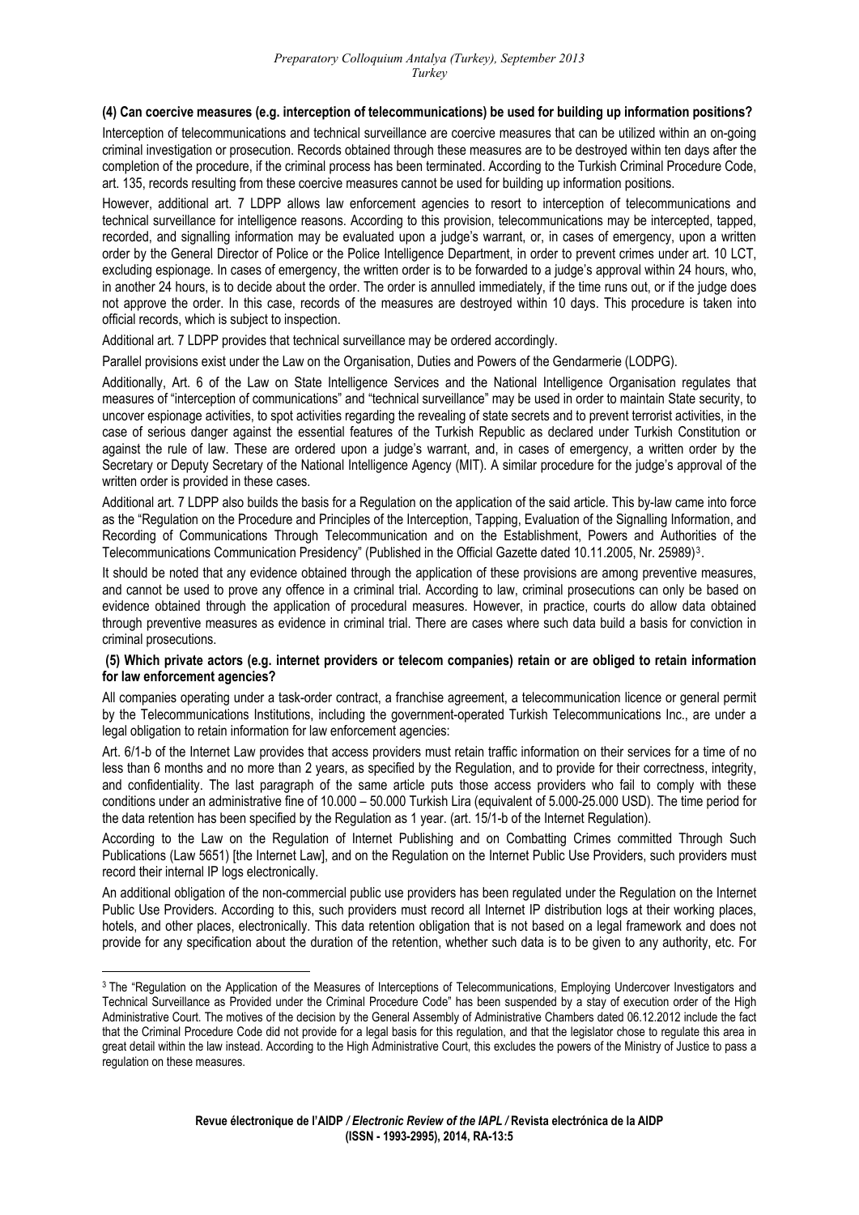**(4) Can coercive measures (e.g. interception of telecommunications) be used for building up information positions?**

Interception of telecommunications and technical surveillance are coercive measures that can be utilized within an on-going criminal investigation or prosecution. Records obtained through these measures are to be destroyed within ten days after the completion of the procedure, if the criminal process has been terminated. According to the Turkish Criminal Procedure Code, art. 135, records resulting from these coercive measures cannot be used for building up information positions.

However, additional art. 7 LDPP allows law enforcement agencies to resort to interception of telecommunications and technical surveillance for intelligence reasons. According to this provision, telecommunications may be intercepted, tapped, recorded, and signalling information may be evaluated upon a judge's warrant, or, in cases of emergency, upon a written order by the General Director of Police or the Police Intelligence Department, in order to prevent crimes under art. 10 LCT, excluding espionage. In cases of emergency, the written order is to be forwarded to a judge's approval within 24 hours, who, in another 24 hours, is to decide about the order. The order is annulled immediately, if the time runs out, or if the judge does not approve the order. In this case, records of the measures are destroyed within 10 days. This procedure is taken into official records, which is subject to inspection.

Additional art. 7 LDPP provides that technical surveillance may be ordered accordingly.

Parallel provisions exist under the Law on the Organisation, Duties and Powers of the Gendarmerie (LODPG).

Additionally, Art. 6 of the Law on State Intelligence Services and the National Intelligence Organisation regulates that measures of "interception of communications" and "technical surveillance" may be used in order to maintain State security, to uncover espionage activities, to spot activities regarding the revealing of state secrets and to prevent terrorist activities, in the case of serious danger against the essential features of the Turkish Republic as declared under Turkish Constitution or against the rule of law. These are ordered upon a judge's warrant, and, in cases of emergency, a written order by the Secretary or Deputy Secretary of the National Intelligence Agency (MIT). A similar procedure for the judge's approval of the written order is provided in these cases.

Additional art. 7 LDPP also builds the basis for a Regulation on the application of the said article. This by-law came into force as the "Regulation on the Procedure and Principles of the Interception, Tapping, Evaluation of the Signalling Information, and Recording of Communications Through Telecommunication and on the Establishment, Powers and Authorities of the Telecommunications Communication Presidency" (Published in the Official Gazette dated 10.11.2005, Nr. 25989)[3].

It should be noted that any evidence obtained through the application of these provisions are among preventive measures, and cannot be used to prove any offence in a criminal trial. According to law, criminal prosecutions can only be based on evidence obtained through the application of procedural measures. However, in practice, courts do allow data obtained through preventive measures as evidence in criminal trial. There are cases where such data build a basis for conviction in criminal prosecutions.

**(5) Which private actors (e.g. internet providers or telecom companies) retain or are obliged to retain information for law enforcement agencies?**

All companies operating under a task-order contract, a franchise agreement, a telecommunication licence or general permit by the Telecommunications Institutions, including the government-operated Turkish Telecommunications Inc., are under a legal obligation to retain information for law enforcement agencies:

Art. 6/1-b of the Internet Law provides that access providers must retain traffic information on their services for a time of no less than 6 months and no more than 2 years, as specified by the Regulation, and to provide for their correctness, integrity, and confidentiality. The last paragraph of the same article puts those access providers who fail to comply with these conditions under an administrative fine of 10.000 – 50.000 Turkish Lira (equivalent of 5.000-25.000 USD). The time period for the data retention has been specified by the Regulation as 1 year. (art. 15/1-b of the Internet Regulation).

According to the Law on the Regulation of Internet Publishing and on Combatting Crimes committed Through Such Publications (Law 5651) [the Internet Law], and on the Regulation on the Internet Public Use Providers, such providers must record their internal IP logs electronically.

An additional obligation of the non-commercial public use providers has been regulated under the Regulation on the Internet Public Use Providers. According to this, such providers must record all Internet IP distribution logs at their working places, hotels, and other places, electronically. This data retention obligation that is not based on a legal framework and does not provide for any specification about the duration of the retention, whether such data is to be given to any authority, etc. For

[3] The "Regulation on the Application of the Measures of Interceptions of Telecommunications, Employing Undercover Investigators and Technical Surveillance as Provided under the Criminal Procedure Code" has been suspended by a stay of execution order of the High Administrative Court. The motives of the decision by the General Assembly of Administrative Chambers dated 06.12.2012 include the fact that the Criminal Procedure Code did not provide for a legal basis for this regulation, and that the legislator chose to regulate this area in great detail within the law instead. According to the High Administrative Court, this excludes the powers of the Ministry of Justice to pass a regulation on these measures.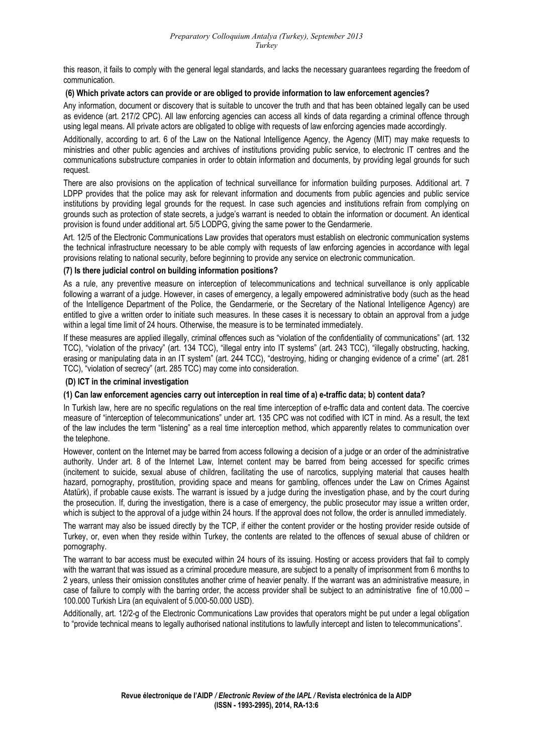this reason, it fails to comply with the general legal standards, and lacks the necessary guarantees regarding the freedom of communication.

**(6) Which private actors can provide or are obliged to provide information to law enforcement agencies?**

Any information, document or discovery that is suitable to uncover the truth and that has been obtained legally can be used as evidence (art. 217/2 CPC). All law enforcing agencies can access all kinds of data regarding a criminal offence through using legal means. All private actors are obligated to oblige with requests of law enforcing agencies made accordingly.

Additionally, according to art. 6 of the Law on the National Intelligence Agency, the Agency (MIT) may make requests to ministries and other public agencies and archives of institutions providing public service, to electronic IT centres and the communications substructure companies in order to obtain information and documents, by providing legal grounds for such request.

There are also provisions on the application of technical surveillance for information building purposes. Additional art. 7 LDPP provides that the police may ask for relevant information and documents from public agencies and public service institutions by providing legal grounds for the request. In case such agencies and institutions refrain from complying on grounds such as protection of state secrets, a judge's warrant is needed to obtain the information or document. An identical provision is found under additional art. 5/5 LODPG, giving the same power to the Gendarmerie.

Art. 12/5 of the Electronic Communications Law provides that operators must establish on electronic communication systems the technical infrastructure necessary to be able comply with requests of law enforcing agencies in accordance with legal provisions relating to national security, before beginning to provide any service on electronic communication.

**(7) Is there judicial control on building information positions?**

As a rule, any preventive measure on interception of telecommunications and technical surveillance is only applicable following a warrant of a judge. However, in cases of emergency, a legally empowered administrative body (such as the head of the Intelligence Department of the Police, the Gendarmerie, or the Secretary of the National Intelligence Agency) are entitled to give a written order to initiate such measures. In these cases it is necessary to obtain an approval from a judge within a legal time limit of 24 hours. Otherwise, the measure is to be terminated immediately.

If these measures are applied illegally, criminal offences such as "violation of the confidentiality of communications" (art. 132 TCC), "violation of the privacy" (art. 134 TCC), "illegal entry into IT systems" (art. 243 TCC), "illegally obstructing, hacking, erasing or manipulating data in an IT system" (art. 244 TCC), "destroying, hiding or changing evidence of a crime" (art. 281 TCC), "violation of secrecy" (art. 285 TCC) may come into consideration.

### (D) ICT in the criminal investigation

**(1) Can law enforcement agencies carry out interception in real time of a) e-traffic data; b) content data?**

In Turkish law, here are no specific regulations on the real time interception of e-traffic data and content data. The coercive measure of "interception of telecommunications" under art. 135 CPC was not codified with ICT in mind. As a result, the text of the law includes the term "listening" as a real time interception method, which apparently relates to communication over the telephone.

However, content on the Internet may be barred from access following a decision of a judge or an order of the administrative authority. Under art. 8 of the Internet Law, Internet content may be barred from being accessed for specific crimes (incitement to suicide, sexual abuse of children, facilitating the use of narcotics, supplying material that causes health hazard, pornography, prostitution, providing space and means for gambling, offences under the Law on Crimes Against Atatürk), if probable cause exists. The warrant is issued by a judge during the investigation phase, and by the court during the prosecution. If, during the investigation, there is a case of emergency, the public prosecutor may issue a written order, which is subject to the approval of a judge within 24 hours. If the approval does not follow, the order is annulled immediately.

The warrant may also be issued directly by the TCP, if either the content provider or the hosting provider reside outside of Turkey, or, even when they reside within Turkey, the contents are related to the offences of sexual abuse of children or pornography.

The warrant to bar access must be executed within 24 hours of its issuing. Hosting or access providers that fail to comply with the warrant that was issued as a criminal procedure measure, are subject to a penalty of imprisonment from 6 months to 2 years, unless their omission constitutes another crime of heavier penalty. If the warrant was an administrative measure, in case of failure to comply with the barring order, the access provider shall be subject to an administrative fine of 10.000 – 100.000 Turkish Lira (an equivalent of 5.000-50.000 USD).

Additionally, art. 12/2-g of the Electronic Communications Law provides that operators might be put under a legal obligation to "provide technical means to legally authorised national institutions to lawfully intercept and listen to telecommunications".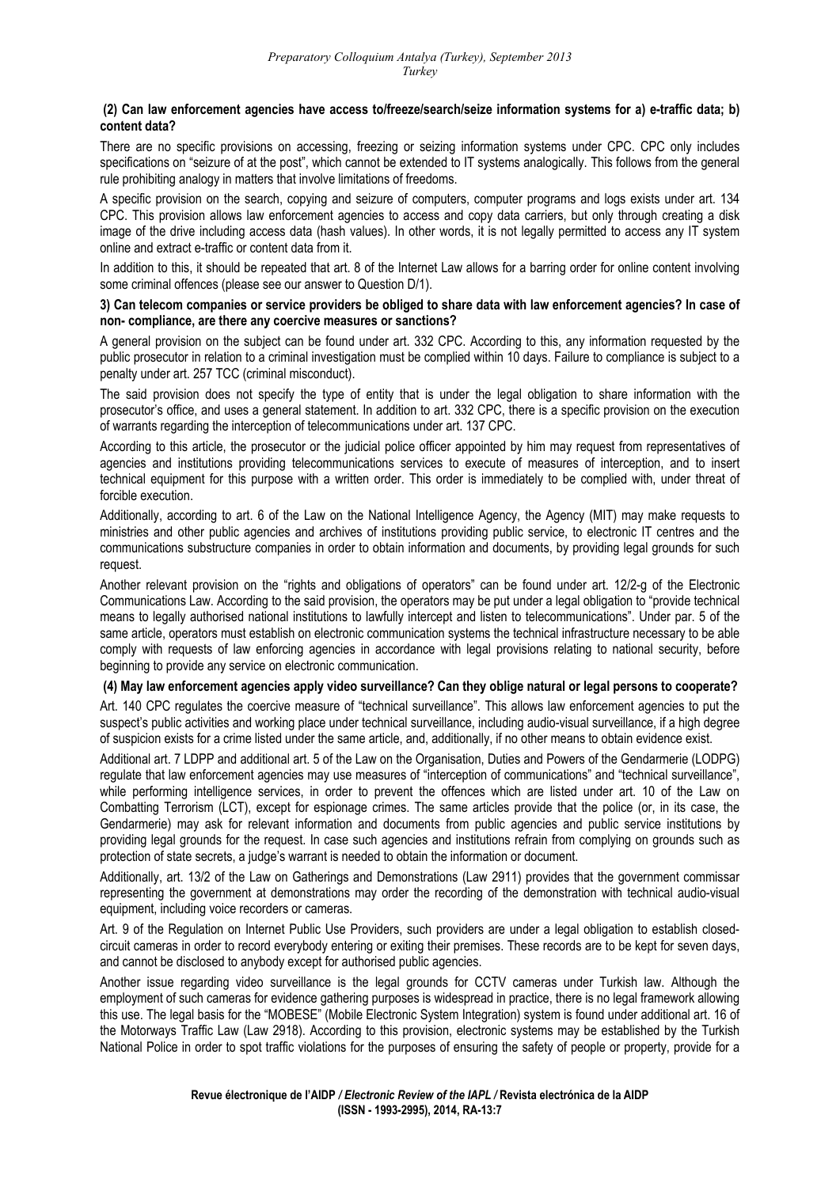**(2) Can law enforcement agencies have access to/freeze/search/seize information systems for a) e-traffic data; b) content data?**

There are no specific provisions on accessing, freezing or seizing information systems under CPC. CPC only includes specifications on "seizure of at the post", which cannot be extended to IT systems analogically. This follows from the general rule prohibiting analogy in matters that involve limitations of freedoms.

A specific provision on the search, copying and seizure of computers, computer programs and logs exists under art. 134 CPC. This provision allows law enforcement agencies to access and copy data carriers, but only through creating a disk image of the drive including access data (hash values). In other words, it is not legally permitted to access any IT system online and extract e-traffic or content data from it.

In addition to this, it should be repeated that art. 8 of the Internet Law allows for a barring order for online content involving some criminal offences (please see our answer to Question D/1).

**3) Can telecom companies or service providers be obliged to share data with law enforcement agencies? In case of non- compliance, are there any coercive measures or sanctions?**

A general provision on the subject can be found under art. 332 CPC. According to this, any information requested by the public prosecutor in relation to a criminal investigation must be complied within 10 days. Failure to compliance is subject to a penalty under art. 257 TCC (criminal misconduct).

The said provision does not specify the type of entity that is under the legal obligation to share information with the prosecutor's office, and uses a general statement. In addition to art. 332 CPC, there is a specific provision on the execution of warrants regarding the interception of telecommunications under art. 137 CPC.

According to this article, the prosecutor or the judicial police officer appointed by him may request from representatives of agencies and institutions providing telecommunications services to execute of measures of interception, and to insert technical equipment for this purpose with a written order. This order is immediately to be complied with, under threat of forcible execution.

Additionally, according to art. 6 of the Law on the National Intelligence Agency, the Agency (MIT) may make requests to ministries and other public agencies and archives of institutions providing public service, to electronic IT centres and the communications substructure companies in order to obtain information and documents, by providing legal grounds for such request.

Another relevant provision on the "rights and obligations of operators" can be found under art. 12/2-g of the Electronic Communications Law. According to the said provision, the operators may be put under a legal obligation to "provide technical means to legally authorised national institutions to lawfully intercept and listen to telecommunications". Under par. 5 of the same article, operators must establish on electronic communication systems the technical infrastructure necessary to be able comply with requests of law enforcing agencies in accordance with legal provisions relating to national security, before beginning to provide any service on electronic communication.

**(4) May law enforcement agencies apply video surveillance? Can they oblige natural or legal persons to cooperate?**

Art. 140 CPC regulates the coercive measure of "technical surveillance". This allows law enforcement agencies to put the suspect's public activities and working place under technical surveillance, including audio-visual surveillance, if a high degree of suspicion exists for a crime listed under the same article, and, additionally, if no other means to obtain evidence exist.

Additional art. 7 LDPP and additional art. 5 of the Law on the Organisation, Duties and Powers of the Gendarmerie (LODPG) regulate that law enforcement agencies may use measures of "interception of communications" and "technical surveillance", while performing intelligence services, in order to prevent the offences which are listed under art. 10 of the Law on Combatting Terrorism (LCT), except for espionage crimes. The same articles provide that the police (or, in its case, the Gendarmerie) may ask for relevant information and documents from public agencies and public service institutions by providing legal grounds for the request. In case such agencies and institutions refrain from complying on grounds such as protection of state secrets, a judge's warrant is needed to obtain the information or document.

Additionally, art. 13/2 of the Law on Gatherings and Demonstrations (Law 2911) provides that the government commissar representing the government at demonstrations may order the recording of the demonstration with technical audio-visual equipment, including voice recorders or cameras.

Art. 9 of the Regulation on Internet Public Use Providers, such providers are under a legal obligation to establish closed-circuit cameras in order to record everybody entering or exiting their premises. These records are to be kept for seven days, and cannot be disclosed to anybody except for authorised public agencies.

Another issue regarding video surveillance is the legal grounds for CCTV cameras under Turkish law. Although the employment of such cameras for evidence gathering purposes is widespread in practice, there is no legal framework allowing this use. The legal basis for the "MOBESE" (Mobile Electronic System Integration) system is found under additional art. 16 of the Motorways Traffic Law (Law 2918). According to this provision, electronic systems may be established by the Turkish National Police in order to spot traffic violations for the purposes of ensuring the safety of people or property, provide for a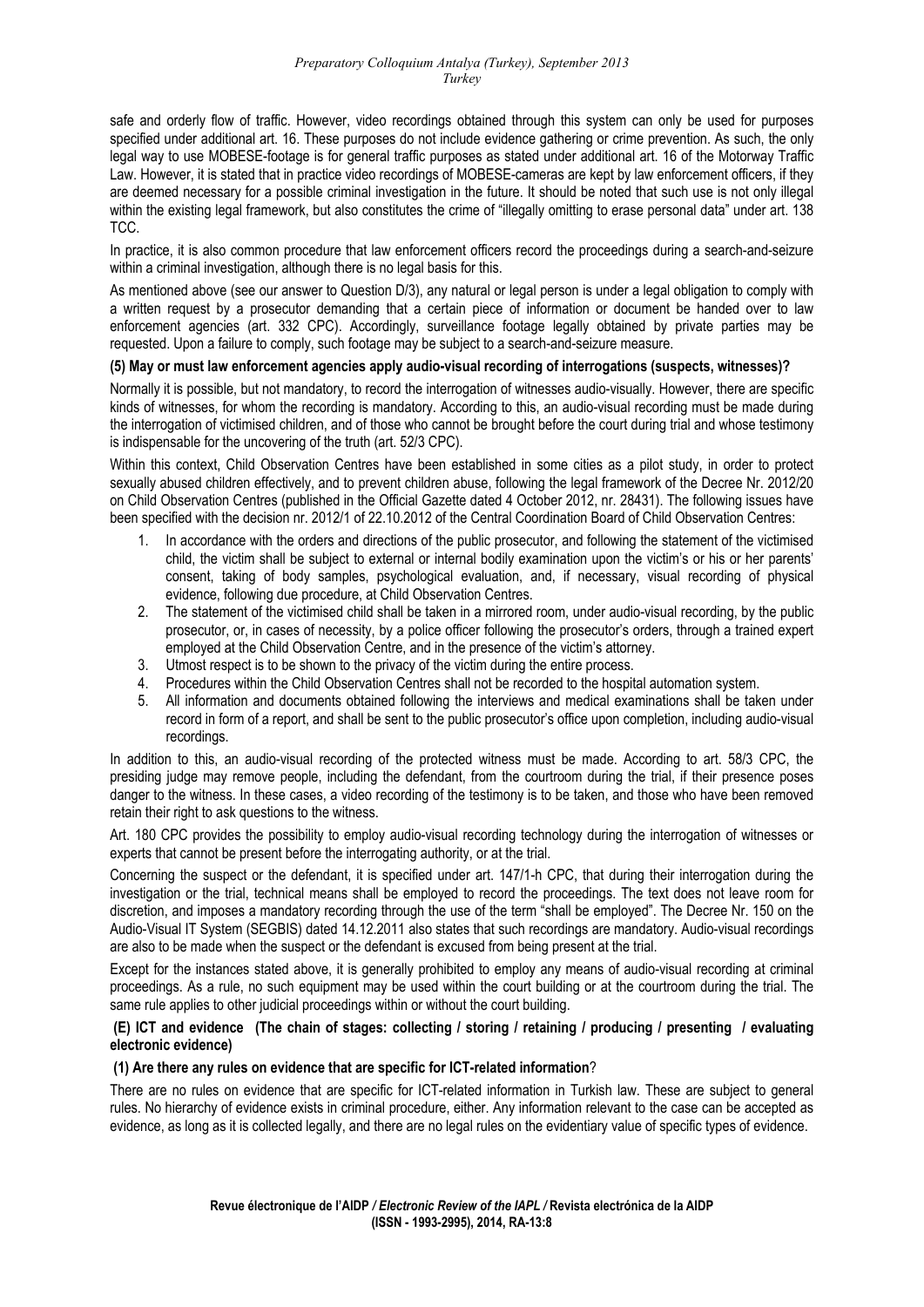safe and orderly flow of traffic. However, video recordings obtained through this system can only be used for purposes specified under additional art. 16. These purposes do not include evidence gathering or crime prevention. As such, the only legal way to use MOBESE-footage is for general traffic purposes as stated under additional art. 16 of the Motorway Traffic Law. However, it is stated that in practice video recordings of MOBESE-cameras are kept by law enforcement officers, if they are deemed necessary for a possible criminal investigation in the future. It should be noted that such use is not only illegal within the existing legal framework, but also constitutes the crime of "illegally omitting to erase personal data" under art. 138 TCC.

In practice, it is also common procedure that law enforcement officers record the proceedings during a search-and-seizure within a criminal investigation, although there is no legal basis for this.

As mentioned above (see our answer to Question D/3), any natural or legal person is under a legal obligation to comply with a written request by a prosecutor demanding that a certain piece of information or document be handed over to law enforcement agencies (art. 332 CPC). Accordingly, surveillance footage legally obtained by private parties may be requested. Upon a failure to comply, such footage may be subject to a search-and-seizure measure.

**(5) May or must law enforcement agencies apply audio-visual recording of interrogations (suspects, witnesses)?**

Normally it is possible, but not mandatory, to record the interrogation of witnesses audio-visually. However, there are specific kinds of witnesses, for whom the recording is mandatory. According to this, an audio-visual recording must be made during the interrogation of victimised children, and of those who cannot be brought before the court during trial and whose testimony is indispensable for the uncovering of the truth (art. 52/3 CPC).

Within this context, Child Observation Centres have been established in some cities as a pilot study, in order to protect sexually abused children effectively, and to prevent children abuse, following the legal framework of the Decree Nr. 2012/20 on Child Observation Centres (published in the Official Gazette dated 4 October 2012, nr. 28431). The following issues have been specified with the decision nr. 2012/1 of 22.10.2012 of the Central Coordination Board of Child Observation Centres:

1. In accordance with the orders and directions of the public prosecutor, and following the statement of the victimised child, the victim shall be subject to external or internal bodily examination upon the victim's or his or her parents' consent, taking of body samples, psychological evaluation, and, if necessary, visual recording of physical evidence, following due procedure, at Child Observation Centres.
2. The statement of the victimised child shall be taken in a mirrored room, under audio-visual recording, by the public prosecutor, or, in cases of necessity, by a police officer following the prosecutor's orders, through a trained expert employed at the Child Observation Centre, and in the presence of the victim's attorney.
3. Utmost respect is to be shown to the privacy of the victim during the entire process.
4. Procedures within the Child Observation Centres shall not be recorded to the hospital automation system.
5. All information and documents obtained following the interviews and medical examinations shall be taken under record in form of a report, and shall be sent to the public prosecutor's office upon completion, including audio-visual recordings.

In addition to this, an audio-visual recording of the protected witness must be made. According to art. 58/3 CPC, the presiding judge may remove people, including the defendant, from the courtroom during the trial, if their presence poses danger to the witness. In these cases, a video recording of the testimony is to be taken, and those who have been removed retain their right to ask questions to the witness.

Art. 180 CPC provides the possibility to employ audio-visual recording technology during the interrogation of witnesses or experts that cannot be present before the interrogating authority, or at the trial.

Concerning the suspect or the defendant, it is specified under art. 147/1-h CPC, that during their interrogation during the investigation or the trial, technical means shall be employed to record the proceedings. The text does not leave room for discretion, and imposes a mandatory recording through the use of the term "shall be employed". The Decree Nr. 150 on the Audio-Visual IT System (SEGBIS) dated 14.12.2011 also states that such recordings are mandatory. Audio-visual recordings are also to be made when the suspect or the defendant is excused from being present at the trial.

Except for the instances stated above, it is generally prohibited to employ any means of audio-visual recording at criminal proceedings. As a rule, no such equipment may be used within the court building or at the courtroom during the trial. The same rule applies to other judicial proceedings within or without the court building.

## (E) ICT and evidence (The chain of stages: collecting / storing / retaining / producing / presenting / evaluating electronic evidence)

**(1) Are there any rules on evidence that are specific for ICT-related information?**

There are no rules on evidence that are specific for ICT-related information in Turkish law. These are subject to general rules. No hierarchy of evidence exists in criminal procedure, either. Any information relevant to the case can be accepted as evidence, as long as it is collected legally, and there are no legal rules on the evidentiary value of specific types of evidence.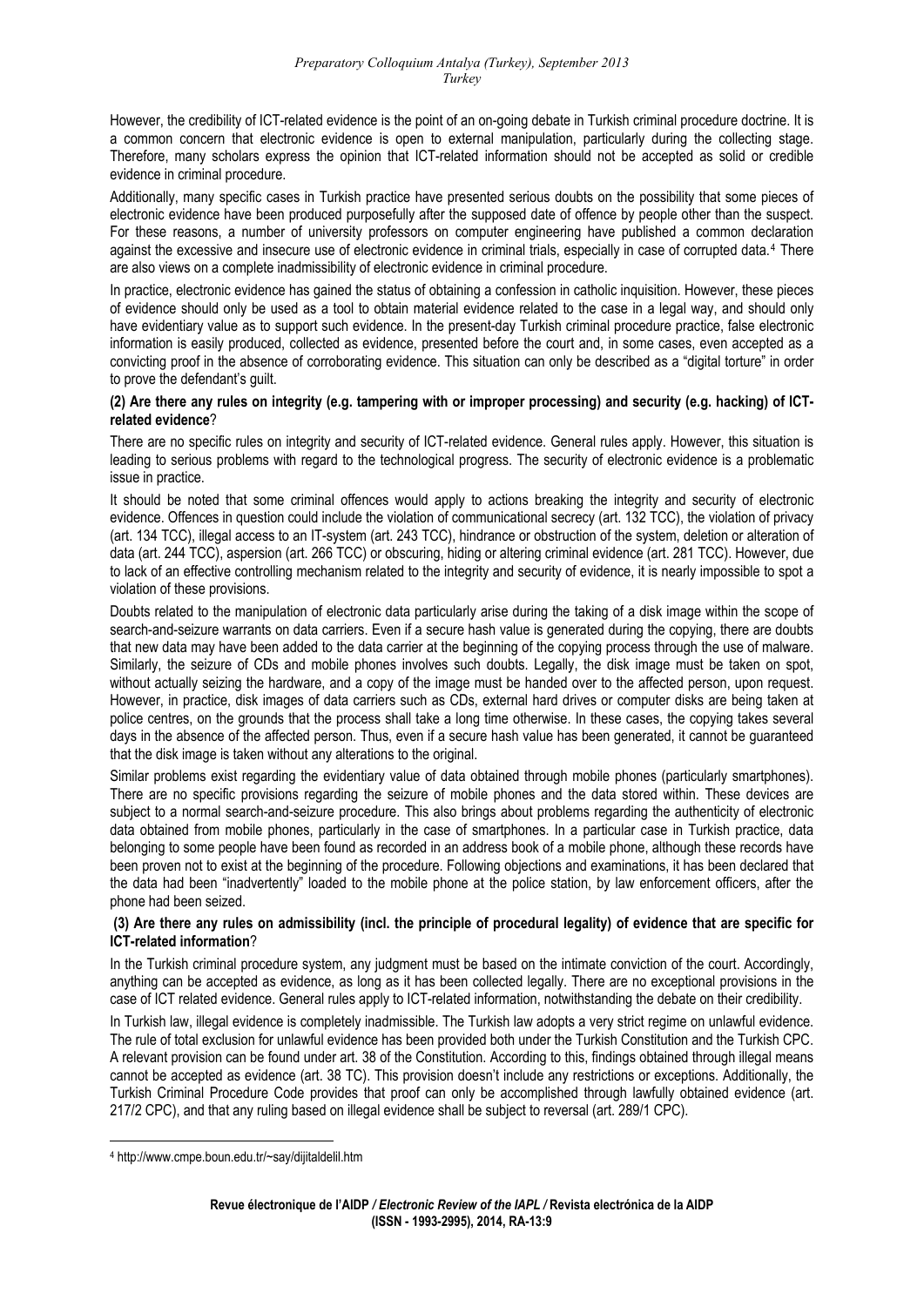However, the credibility of ICT-related evidence is the point of an on-going debate in Turkish criminal procedure doctrine. It is a common concern that electronic evidence is open to external manipulation, particularly during the collecting stage. Therefore, many scholars express the opinion that ICT-related information should not be accepted as solid or credible evidence in criminal procedure.

Additionally, many specific cases in Turkish practice have presented serious doubts on the possibility that some pieces of electronic evidence have been produced purposefully after the supposed date of offence by people other than the suspect. For these reasons, a number of university professors on computer engineering have published a common declaration against the excessive and insecure use of electronic evidence in criminal trials, especially in case of corrupted data.[4] There are also views on a complete inadmissibility of electronic evidence in criminal procedure.

In practice, electronic evidence has gained the status of obtaining a confession in catholic inquisition. However, these pieces of evidence should only be used as a tool to obtain material evidence related to the case in a legal way, and should only have evidentiary value as to support such evidence. In the present-day Turkish criminal procedure practice, false electronic information is easily produced, collected as evidence, presented before the court and, in some cases, even accepted as a convicting proof in the absence of corroborating evidence. This situation can only be described as a "digital torture" in order to prove the defendant's guilt.

**(2) Are there any rules on integrity (e.g. tampering with or improper processing) and security (e.g. hacking) of ICT-related evidence**?

There are no specific rules on integrity and security of ICT-related evidence. General rules apply. However, this situation is leading to serious problems with regard to the technological progress. The security of electronic evidence is a problematic issue in practice.

It should be noted that some criminal offences would apply to actions breaking the integrity and security of electronic evidence. Offences in question could include the violation of communicational secrecy (art. 132 TCC), the violation of privacy (art. 134 TCC), illegal access to an IT-system (art. 243 TCC), hindrance or obstruction of the system, deletion or alteration of data (art. 244 TCC), aspersion (art. 266 TCC) or obscuring, hiding or altering criminal evidence (art. 281 TCC). However, due to lack of an effective controlling mechanism related to the integrity and security of evidence, it is nearly impossible to spot a violation of these provisions.

Doubts related to the manipulation of electronic data particularly arise during the taking of a disk image within the scope of search-and-seizure warrants on data carriers. Even if a secure hash value is generated during the copying, there are doubts that new data may have been added to the data carrier at the beginning of the copying process through the use of malware. Similarly, the seizure of CDs and mobile phones involves such doubts. Legally, the disk image must be taken on spot, without actually seizing the hardware, and a copy of the image must be handed over to the affected person, upon request. However, in practice, disk images of data carriers such as CDs, external hard drives or computer disks are being taken at police centres, on the grounds that the process shall take a long time otherwise. In these cases, the copying takes several days in the absence of the affected person. Thus, even if a secure hash value has been generated, it cannot be guaranteed that the disk image is taken without any alterations to the original.

Similar problems exist regarding the evidentiary value of data obtained through mobile phones (particularly smartphones). There are no specific provisions regarding the seizure of mobile phones and the data stored within. These devices are subject to a normal search-and-seizure procedure. This also brings about problems regarding the authenticity of electronic data obtained from mobile phones, particularly in the case of smartphones. In a particular case in Turkish practice, data belonging to some people have been found as recorded in an address book of a mobile phone, although these records have been proven not to exist at the beginning of the procedure. Following objections and examinations, it has been declared that the data had been "inadvertently" loaded to the mobile phone at the police station, by law enforcement officers, after the phone had been seized.

**(3) Are there any rules on admissibility (incl. the principle of procedural legality) of evidence that are specific for ICT-related information**?

In the Turkish criminal procedure system, any judgment must be based on the intimate conviction of the court. Accordingly, anything can be accepted as evidence, as long as it has been collected legally. There are no exceptional provisions in the case of ICT related evidence. General rules apply to ICT-related information, notwithstanding the debate on their credibility.

In Turkish law, illegal evidence is completely inadmissible. The Turkish law adopts a very strict regime on unlawful evidence. The rule of total exclusion for unlawful evidence has been provided both under the Turkish Constitution and the Turkish CPC. A relevant provision can be found under art. 38 of the Constitution. According to this, findings obtained through illegal means cannot be accepted as evidence (art. 38 TC). This provision doesn't include any restrictions or exceptions. Additionally, the Turkish Criminal Procedure Code provides that proof can only be accomplished through lawfully obtained evidence (art. 217/2 CPC), and that any ruling based on illegal evidence shall be subject to reversal (art. 289/1 CPC).

[4] http://www.cmpe.boun.edu.tr/~say/dijitaldelil.htm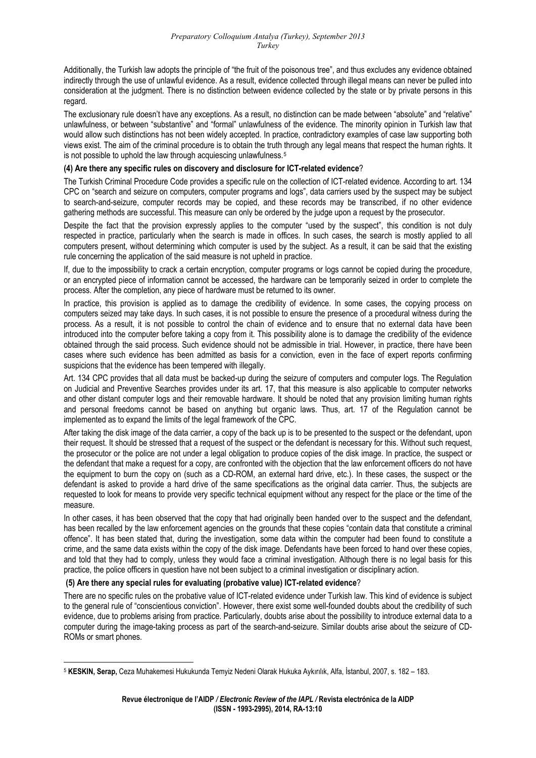Additionally, the Turkish law adopts the principle of "the fruit of the poisonous tree", and thus excludes any evidence obtained indirectly through the use of unlawful evidence. As a result, evidence collected through illegal means can never be pulled into consideration at the judgment. There is no distinction between evidence collected by the state or by private persons in this regard.

The exclusionary rule doesn't have any exceptions. As a result, no distinction can be made between "absolute" and "relative" unlawfulness, or between "substantive" and "formal" unlawfulness of the evidence. The minority opinion in Turkish law that would allow such distinctions has not been widely accepted. In practice, contradictory examples of case law supporting both views exist. The aim of the criminal procedure is to obtain the truth through any legal means that respect the human rights. It is not possible to uphold the law through acquiescing unlawfulness.[5]

**(4) Are there any specific rules on discovery and disclosure for ICT-related evidence**?

The Turkish Criminal Procedure Code provides a specific rule on the collection of ICT-related evidence. According to art. 134 CPC on "search and seizure on computers, computer programs and logs", data carriers used by the suspect may be subject to search-and-seizure, computer records may be copied, and these records may be transcribed, if no other evidence gathering methods are successful. This measure can only be ordered by the judge upon a request by the prosecutor.

Despite the fact that the provision expressly applies to the computer "used by the suspect", this condition is not duly respected in practice, particularly when the search is made in offices. In such cases, the search is mostly applied to all computers present, without determining which computer is used by the subject. As a result, it can be said that the existing rule concerning the application of the said measure is not upheld in practice.

If, due to the impossibility to crack a certain encryption, computer programs or logs cannot be copied during the procedure, or an encrypted piece of information cannot be accessed, the hardware can be temporarily seized in order to complete the process. After the completion, any piece of hardware must be returned to its owner.

In practice, this provision is applied as to damage the credibility of evidence. In some cases, the copying process on computers seized may take days. In such cases, it is not possible to ensure the presence of a procedural witness during the process. As a result, it is not possible to control the chain of evidence and to ensure that no external data have been introduced into the computer before taking a copy from it. This possibility alone is to damage the credibility of the evidence obtained through the said process. Such evidence should not be admissible in trial. However, in practice, there have been cases where such evidence has been admitted as basis for a conviction, even in the face of expert reports confirming suspicions that the evidence has been tempered with illegally.

Art. 134 CPC provides that all data must be backed-up during the seizure of computers and computer logs. The Regulation on Judicial and Preventive Searches provides under its art. 17, that this measure is also applicable to computer networks and other distant computer logs and their removable hardware. It should be noted that any provision limiting human rights and personal freedoms cannot be based on anything but organic laws. Thus, art. 17 of the Regulation cannot be implemented as to expand the limits of the legal framework of the CPC.

After taking the disk image of the data carrier, a copy of the back up is to be presented to the suspect or the defendant, upon their request. It should be stressed that a request of the suspect or the defendant is necessary for this. Without such request, the prosecutor or the police are not under a legal obligation to produce copies of the disk image. In practice, the suspect or the defendant that make a request for a copy, are confronted with the objection that the law enforcement officers do not have the equipment to burn the copy on (such as a CD-ROM, an external hard drive, etc.). In these cases, the suspect or the defendant is asked to provide a hard drive of the same specifications as the original data carrier. Thus, the subjects are requested to look for means to provide very specific technical equipment without any respect for the place or the time of the measure.

In other cases, it has been observed that the copy that had originally been handed over to the suspect and the defendant, has been recalled by the law enforcement agencies on the grounds that these copies "contain data that constitute a criminal offence". It has been stated that, during the investigation, some data within the computer had been found to constitute a crime, and the same data exists within the copy of the disk image. Defendants have been forced to hand over these copies, and told that they had to comply, unless they would face a criminal investigation. Although there is no legal basis for this practice, the police officers in question have not been subject to a criminal investigation or disciplinary action.

**(5) Are there any special rules for evaluating (probative value) ICT-related evidence**?

There are no specific rules on the probative value of ICT-related evidence under Turkish law. This kind of evidence is subject to the general rule of "conscientious conviction". However, there exist some well-founded doubts about the credibility of such evidence, due to problems arising from practice. Particularly, doubts arise about the possibility to introduce external data to a computer during the image-taking process as part of the search-and-seizure. Similar doubts arise about the seizure of CD-ROMs or smart phones.

---

[5] **KESKIN, Serap,** Ceza Muhakemesi Hukukunda Temyiz Nedeni Olarak Hukuka Aykırılık, Alfa, İstanbul, 2007, s. 182 – 183.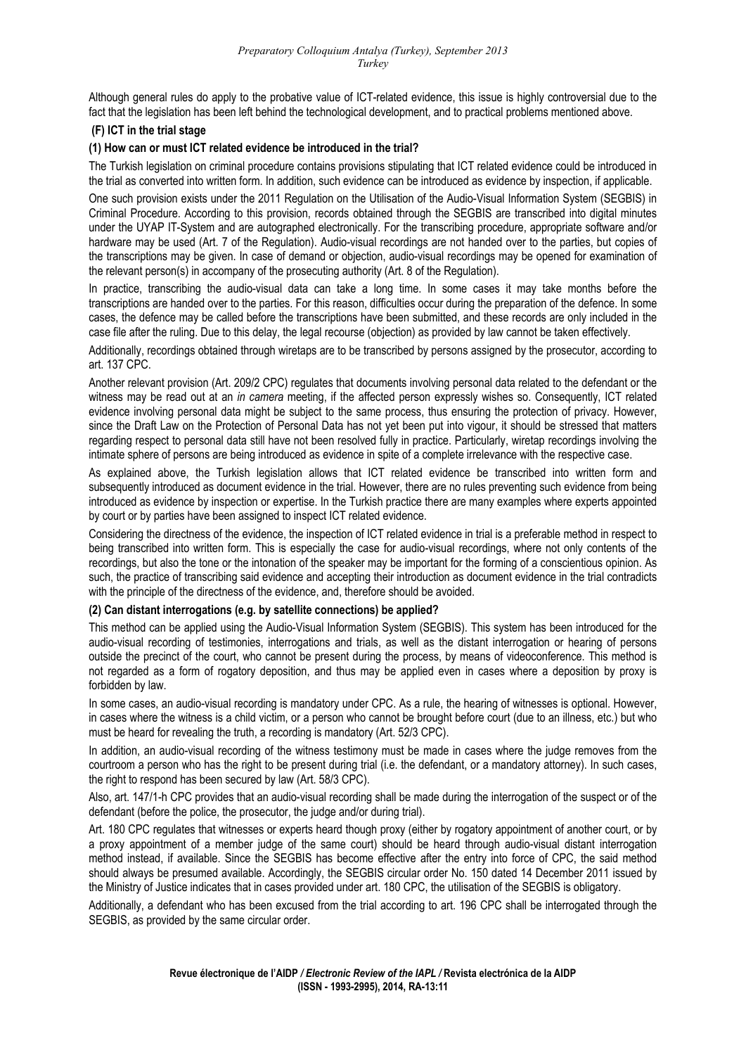Although general rules do apply to the probative value of ICT-related evidence, this issue is highly controversial due to the fact that the legislation has been left behind the technological development, and to practical problems mentioned above.

### (F) ICT in the trial stage

#### (1) How can or must ICT related evidence be introduced in the trial?

The Turkish legislation on criminal procedure contains provisions stipulating that ICT related evidence could be introduced in the trial as converted into written form. In addition, such evidence can be introduced as evidence by inspection, if applicable.

One such provision exists under the 2011 Regulation on the Utilisation of the Audio-Visual Information System (SEGBIS) in Criminal Procedure. According to this provision, records obtained through the SEGBIS are transcribed into digital minutes under the UYAP IT-System and are autographed electronically. For the transcribing procedure, appropriate software and/or hardware may be used (Art. 7 of the Regulation). Audio-visual recordings are not handed over to the parties, but copies of the transcriptions may be given. In case of demand or objection, audio-visual recordings may be opened for examination of the relevant person(s) in accompany of the prosecuting authority (Art. 8 of the Regulation).

In practice, transcribing the audio-visual data can take a long time. In some cases it may take months before the transcriptions are handed over to the parties. For this reason, difficulties occur during the preparation of the defence. In some cases, the defence may be called before the transcriptions have been submitted, and these records are only included in the case file after the ruling. Due to this delay, the legal recourse (objection) as provided by law cannot be taken effectively.

Additionally, recordings obtained through wiretaps are to be transcribed by persons assigned by the prosecutor, according to art. 137 CPC.

Another relevant provision (Art. 209/2 CPC) regulates that documents involving personal data related to the defendant or the witness may be read out at an *in camera* meeting, if the affected person expressly wishes so. Consequently, ICT related evidence involving personal data might be subject to the same process, thus ensuring the protection of privacy. However, since the Draft Law on the Protection of Personal Data has not yet been put into vigour, it should be stressed that matters regarding respect to personal data still have not been resolved fully in practice. Particularly, wiretap recordings involving the intimate sphere of persons are being introduced as evidence in spite of a complete irrelevance with the respective case.

As explained above, the Turkish legislation allows that ICT related evidence be transcribed into written form and subsequently introduced as document evidence in the trial. However, there are no rules preventing such evidence from being introduced as evidence by inspection or expertise. In the Turkish practice there are many examples where experts appointed by court or by parties have been assigned to inspect ICT related evidence.

Considering the directness of the evidence, the inspection of ICT related evidence in trial is a preferable method in respect to being transcribed into written form. This is especially the case for audio-visual recordings, where not only contents of the recordings, but also the tone or the intonation of the speaker may be important for the forming of a conscientious opinion. As such, the practice of transcribing said evidence and accepting their introduction as document evidence in the trial contradicts with the principle of the directness of the evidence, and, therefore should be avoided.

#### (2) Can distant interrogations (e.g. by satellite connections) be applied?

This method can be applied using the Audio-Visual Information System (SEGBIS). This system has been introduced for the audio-visual recording of testimonies, interrogations and trials, as well as the distant interrogation or hearing of persons outside the precinct of the court, who cannot be present during the process, by means of videoconference. This method is not regarded as a form of rogatory deposition, and thus may be applied even in cases where a deposition by proxy is forbidden by law.

In some cases, an audio-visual recording is mandatory under CPC. As a rule, the hearing of witnesses is optional. However, in cases where the witness is a child victim, or a person who cannot be brought before court (due to an illness, etc.) but who must be heard for revealing the truth, a recording is mandatory (Art. 52/3 CPC).

In addition, an audio-visual recording of the witness testimony must be made in cases where the judge removes from the courtroom a person who has the right to be present during trial (i.e. the defendant, or a mandatory attorney). In such cases, the right to respond has been secured by law (Art. 58/3 CPC).

Also, art. 147/1-h CPC provides that an audio-visual recording shall be made during the interrogation of the suspect or of the defendant (before the police, the prosecutor, the judge and/or during trial).

Art. 180 CPC regulates that witnesses or experts heard though proxy (either by rogatory appointment of another court, or by a proxy appointment of a member judge of the same court) should be heard through audio-visual distant interrogation method instead, if available. Since the SEGBIS has become effective after the entry into force of CPC, the said method should always be presumed available. Accordingly, the SEGBIS circular order No. 150 dated 14 December 2011 issued by the Ministry of Justice indicates that in cases provided under art. 180 CPC, the utilisation of the SEGBIS is obligatory.

Additionally, a defendant who has been excused from the trial according to art. 196 CPC shall be interrogated through the SEGBIS, as provided by the same circular order.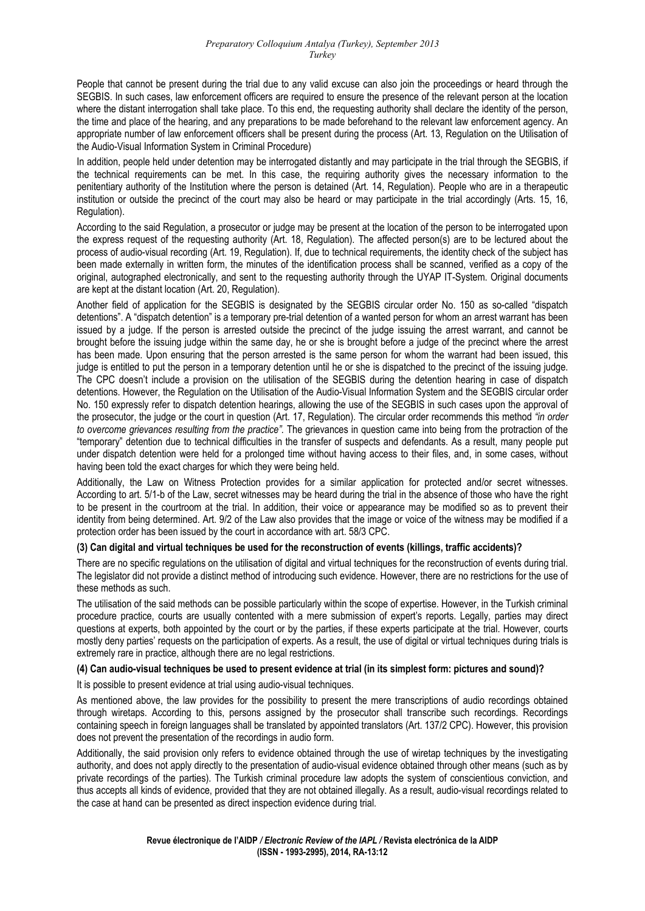People that cannot be present during the trial due to any valid excuse can also join the proceedings or heard through the SEGBIS. In such cases, law enforcement officers are required to ensure the presence of the relevant person at the location where the distant interrogation shall take place. To this end, the requesting authority shall declare the identity of the person, the time and place of the hearing, and any preparations to be made beforehand to the relevant law enforcement agency. An appropriate number of law enforcement officers shall be present during the process (Art. 13, Regulation on the Utilisation of the Audio-Visual Information System in Criminal Procedure)

In addition, people held under detention may be interrogated distantly and may participate in the trial through the SEGBIS, if the technical requirements can be met. In this case, the requiring authority gives the necessary information to the penitentiary authority of the Institution where the person is detained (Art. 14, Regulation). People who are in a therapeutic institution or outside the precinct of the court may also be heard or may participate in the trial accordingly (Arts. 15, 16, Regulation).

According to the said Regulation, a prosecutor or judge may be present at the location of the person to be interrogated upon the express request of the requesting authority (Art. 18, Regulation). The affected person(s) are to be lectured about the process of audio-visual recording (Art. 19, Regulation). If, due to technical requirements, the identity check of the subject has been made externally in written form, the minutes of the identification process shall be scanned, verified as a copy of the original, autographed electronically, and sent to the requesting authority through the UYAP IT-System. Original documents are kept at the distant location (Art. 20, Regulation).

Another field of application for the SEGBIS is designated by the SEGBIS circular order No. 150 as so-called "dispatch detentions". A "dispatch detention" is a temporary pre-trial detention of a wanted person for whom an arrest warrant has been issued by a judge. If the person is arrested outside the precinct of the judge issuing the arrest warrant, and cannot be brought before the issuing judge within the same day, he or she is brought before a judge of the precinct where the arrest has been made. Upon ensuring that the person arrested is the same person for whom the warrant had been issued, this judge is entitled to put the person in a temporary detention until he or she is dispatched to the precinct of the issuing judge. The CPC doesn't include a provision on the utilisation of the SEGBIS during the detention hearing in case of dispatch detentions. However, the Regulation on the Utilisation of the Audio-Visual Information System and the SEGBIS circular order No. 150 expressly refer to dispatch detention hearings, allowing the use of the SEGBIS in such cases upon the approval of the prosecutor, the judge or the court in question (Art. 17, Regulation). The circular order recommends this method *"in order to overcome grievances resulting from the practice"*. The grievances in question came into being from the protraction of the "temporary" detention due to technical difficulties in the transfer of suspects and defendants. As a result, many people put under dispatch detention were held for a prolonged time without having access to their files, and, in some cases, without having been told the exact charges for which they were being held.

Additionally, the Law on Witness Protection provides for a similar application for protected and/or secret witnesses. According to art. 5/1-b of the Law, secret witnesses may be heard during the trial in the absence of those who have the right to be present in the courtroom at the trial. In addition, their voice or appearance may be modified so as to prevent their identity from being determined. Art. 9/2 of the Law also provides that the image or voice of the witness may be modified if a protection order has been issued by the court in accordance with art. 58/3 CPC.

**(3) Can digital and virtual techniques be used for the reconstruction of events (killings, traffic accidents)?**

There are no specific regulations on the utilisation of digital and virtual techniques for the reconstruction of events during trial. The legislator did not provide a distinct method of introducing such evidence. However, there are no restrictions for the use of these methods as such.

The utilisation of the said methods can be possible particularly within the scope of expertise. However, in the Turkish criminal procedure practice, courts are usually contented with a mere submission of expert's reports. Legally, parties may direct questions at experts, both appointed by the court or by the parties, if these experts participate at the trial. However, courts mostly deny parties' requests on the participation of experts. As a result, the use of digital or virtual techniques during trials is extremely rare in practice, although there are no legal restrictions.

**(4) Can audio-visual techniques be used to present evidence at trial (in its simplest form: pictures and sound)?**

It is possible to present evidence at trial using audio-visual techniques.

As mentioned above, the law provides for the possibility to present the mere transcriptions of audio recordings obtained through wiretaps. According to this, persons assigned by the prosecutor shall transcribe such recordings. Recordings containing speech in foreign languages shall be translated by appointed translators (Art. 137/2 CPC). However, this provision does not prevent the presentation of the recordings in audio form.

Additionally, the said provision only refers to evidence obtained through the use of wiretap techniques by the investigating authority, and does not apply directly to the presentation of audio-visual evidence obtained through other means (such as by private recordings of the parties). The Turkish criminal procedure law adopts the system of conscientious conviction, and thus accepts all kinds of evidence, provided that they are not obtained illegally. As a result, audio-visual recordings related to the case at hand can be presented as direct inspection evidence during trial.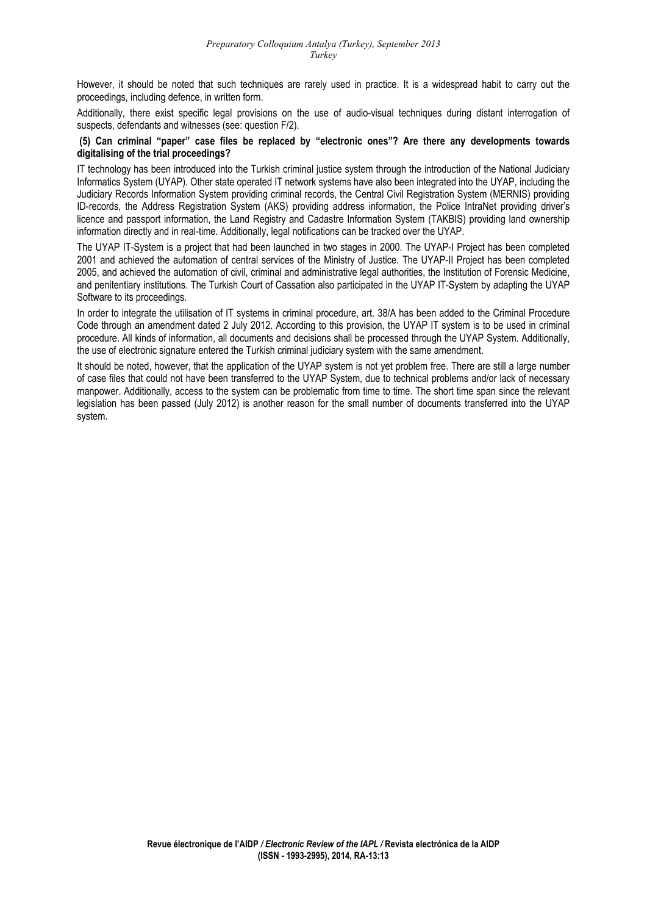However, it should be noted that such techniques are rarely used in practice. It is a widespread habit to carry out the proceedings, including defence, in written form.

Additionally, there exist specific legal provisions on the use of audio-visual techniques during distant interrogation of suspects, defendants and witnesses (see: question F/2).

**(5) Can criminal "paper" case files be replaced by "electronic ones"? Are there any developments towards digitalising of the trial proceedings?**

IT technology has been introduced into the Turkish criminal justice system through the introduction of the National Judiciary Informatics System (UYAP). Other state operated IT network systems have also been integrated into the UYAP, including the Judiciary Records Information System providing criminal records, the Central Civil Registration System (MERNIS) providing ID-records, the Address Registration System (AKS) providing address information, the Police IntraNet providing driver's licence and passport information, the Land Registry and Cadastre Information System (TAKBIS) providing land ownership information directly and in real-time. Additionally, legal notifications can be tracked over the UYAP.

The UYAP IT-System is a project that had been launched in two stages in 2000. The UYAP-I Project has been completed 2001 and achieved the automation of central services of the Ministry of Justice. The UYAP-II Project has been completed 2005, and achieved the automation of civil, criminal and administrative legal authorities, the Institution of Forensic Medicine, and penitentiary institutions. The Turkish Court of Cassation also participated in the UYAP IT-System by adapting the UYAP Software to its proceedings.

In order to integrate the utilisation of IT systems in criminal procedure, art. 38/A has been added to the Criminal Procedure Code through an amendment dated 2 July 2012. According to this provision, the UYAP IT system is to be used in criminal procedure. All kinds of information, all documents and decisions shall be processed through the UYAP System. Additionally, the use of electronic signature entered the Turkish criminal judiciary system with the same amendment.

It should be noted, however, that the application of the UYAP system is not yet problem free. There are still a large number of case files that could not have been transferred to the UYAP System, due to technical problems and/or lack of necessary manpower. Additionally, access to the system can be problematic from time to time. The short time span since the relevant legislation has been passed (July 2012) is another reason for the small number of documents transferred into the UYAP system.